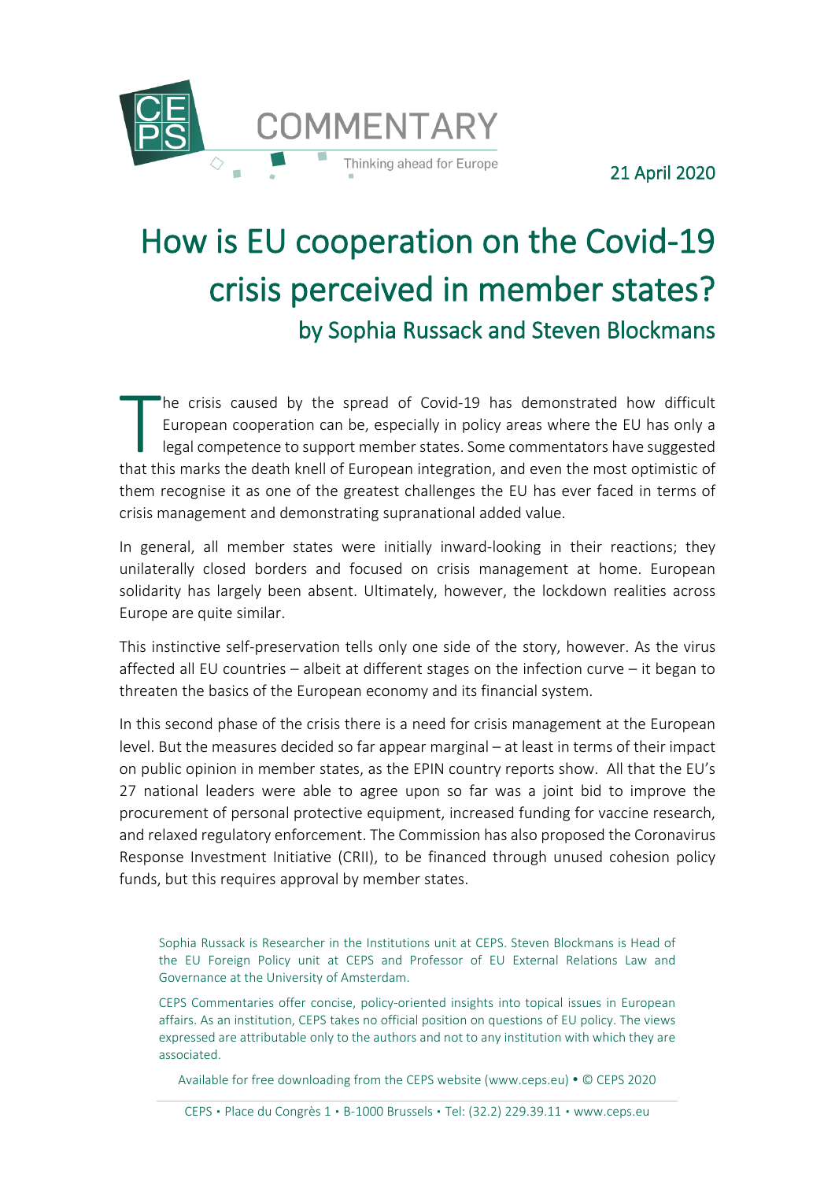COMMENTARY

Thinking ahead for Europe

21 April 2020

# How is EU cooperation on the Covid-19 crisis perceived in member states?

## by Sophia Russack and Steven Blockmans

The crisis caused by the spread of Covid-19 has demonstrated how difficult European cooperation can be, especially in policy areas where the EU has only a legal competence to support member states. Some commentators have suggested that this marks the death knell of European integration, and even the most optimistic of them recognise it as one of the greatest challenges the EU has ever faced in terms of crisis management and demonstrating supranational added value.

In general, all member states were initially inward-looking in their reactions; they unilaterally closed borders and focused on crisis management at home. European solidarity has largely been absent. Ultimately, however, the lockdown realities across Europe are quite similar.

This instinctive self-preservation tells only one side of the story, however. As the virus affected all EU countries – albeit at different stages on the infection curve – it began to threaten the basics of the European economy and its financial system.

In this second phase of the crisis there is a need for crisis management at the European level. But the measures decided so far appear marginal – at least in terms of their impact on public opinion in member states, as the EPIN country reports show. All that the EU's 27 national leaders were able to agree upon so far was a joint bid to improve the procurement of personal protective equipment, increased funding for vaccine research, and relaxed regulatory enforcement. The Commission has also proposed the Coronavirus Response Investment Initiative (CRII), to be financed through unused cohesion policy funds, but this requires approval by member states.

Sophia Russack is Researcher in the Institutions unit at CEPS. Steven Blockmans is Head of the EU Foreign Policy unit at CEPS and Professor of EU External Relations Law and Governance at the University of Amsterdam.

CEPS Commentaries offer concise, policy-oriented insights into topical issues in European affairs. As an institution, CEPS takes no official position on questions of EU policy. The views expressed are attributable only to the authors and not to any institution with which they are associated.

Available for free downloading from the CEPS website (www.ceps.eu) • © CEPS 2020

CEPS • Place du Congrès 1 • B-1000 Brussels • Tel: (32.2) 229.39.11 • www.ceps.eu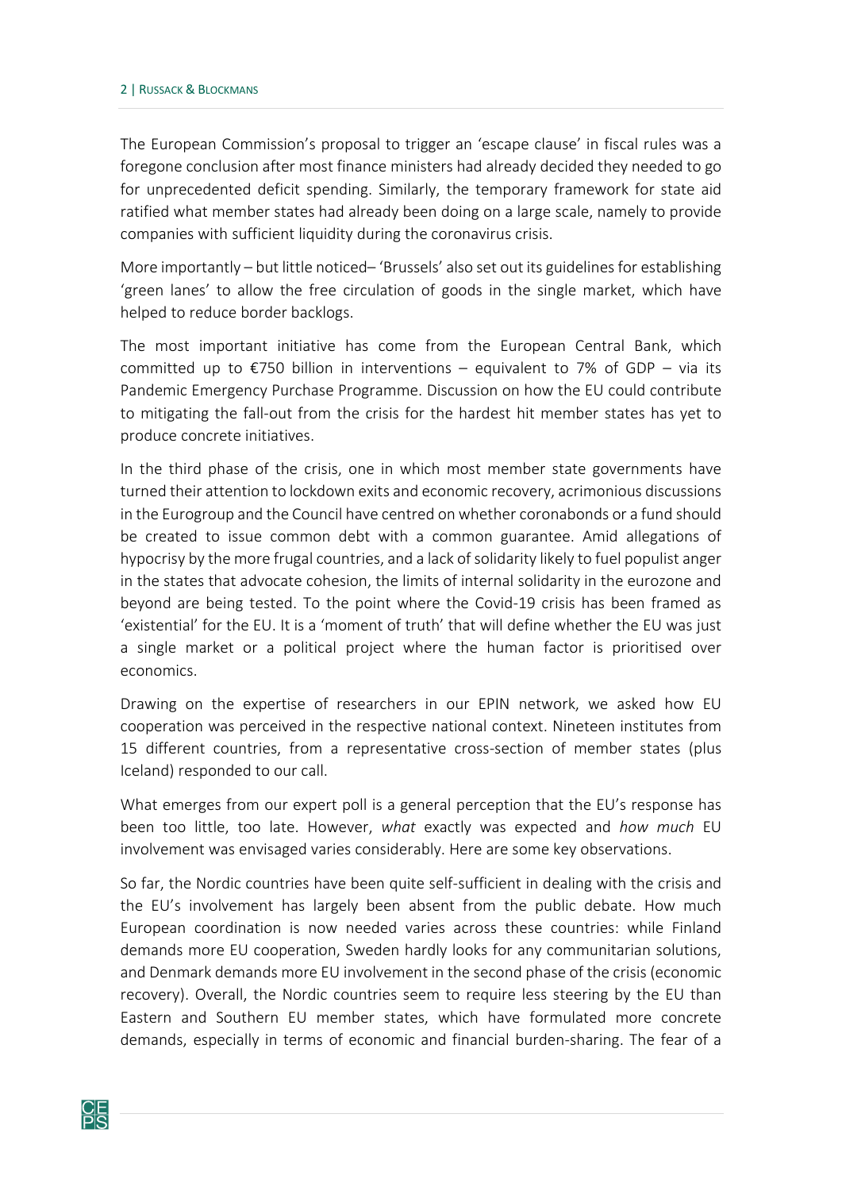The European Commission's proposal to trigger an 'escape clause' in fiscal rules was a foregone conclusion after most finance ministers had already decided they needed to go for unprecedented deficit spending. Similarly, the temporary framework for state aid ratified what member states had already been doing on a large scale, namely to provide companies with sufficient liquidity during the coronavirus crisis.

More importantly – but little noticed– 'Brussels' also set out its guidelines for establishing 'green lanes' to allow the free circulation of goods in the single market, which have helped to reduce border backlogs.

The most important initiative has come from the European Central Bank, which committed up to €750 billion in interventions – equivalent to 7% of GDP – via its Pandemic Emergency Purchase Programme. Discussion on how the EU could contribute to mitigating the fall-out from the crisis for the hardest hit member states has yet to produce concrete initiatives.

In the third phase of the crisis, one in which most member state governments have turned their attention to lockdown exits and economic recovery, acrimonious discussions in the Eurogroup and the Council have centred on whether coronabonds or a fund should be created to issue common debt with a common guarantee. Amid allegations of hypocrisy by the more frugal countries, and a lack of solidarity likely to fuel populist anger in the states that advocate cohesion, the limits of internal solidarity in the eurozone and beyond are being tested. To the point where the Covid-19 crisis has been framed as 'existential' for the EU. It is a 'moment of truth' that will define whether the EU was just a single market or a political project where the human factor is prioritised over economics.

Drawing on the expertise of researchers in our EPIN network, we asked how EU cooperation was perceived in the respective national context. Nineteen institutes from 15 different countries, from a representative cross-section of member states (plus Iceland) responded to our call.

What emerges from our expert poll is a general perception that the EU's response has been too little, too late. However, *what* exactly was expected and *how much* EU involvement was envisaged varies considerably. Here are some key observations.

So far, the Nordic countries have been quite self-sufficient in dealing with the crisis and the EU's involvement has largely been absent from the public debate. How much European coordination is now needed varies across these countries: while Finland demands more EU cooperation, Sweden hardly looks for any communitarian solutions, and Denmark demands more EU involvement in the second phase of the crisis (economic recovery). Overall, the Nordic countries seem to require less steering by the EU than Eastern and Southern EU member states, which have formulated more concrete demands, especially in terms of economic and financial burden-sharing. The fear of a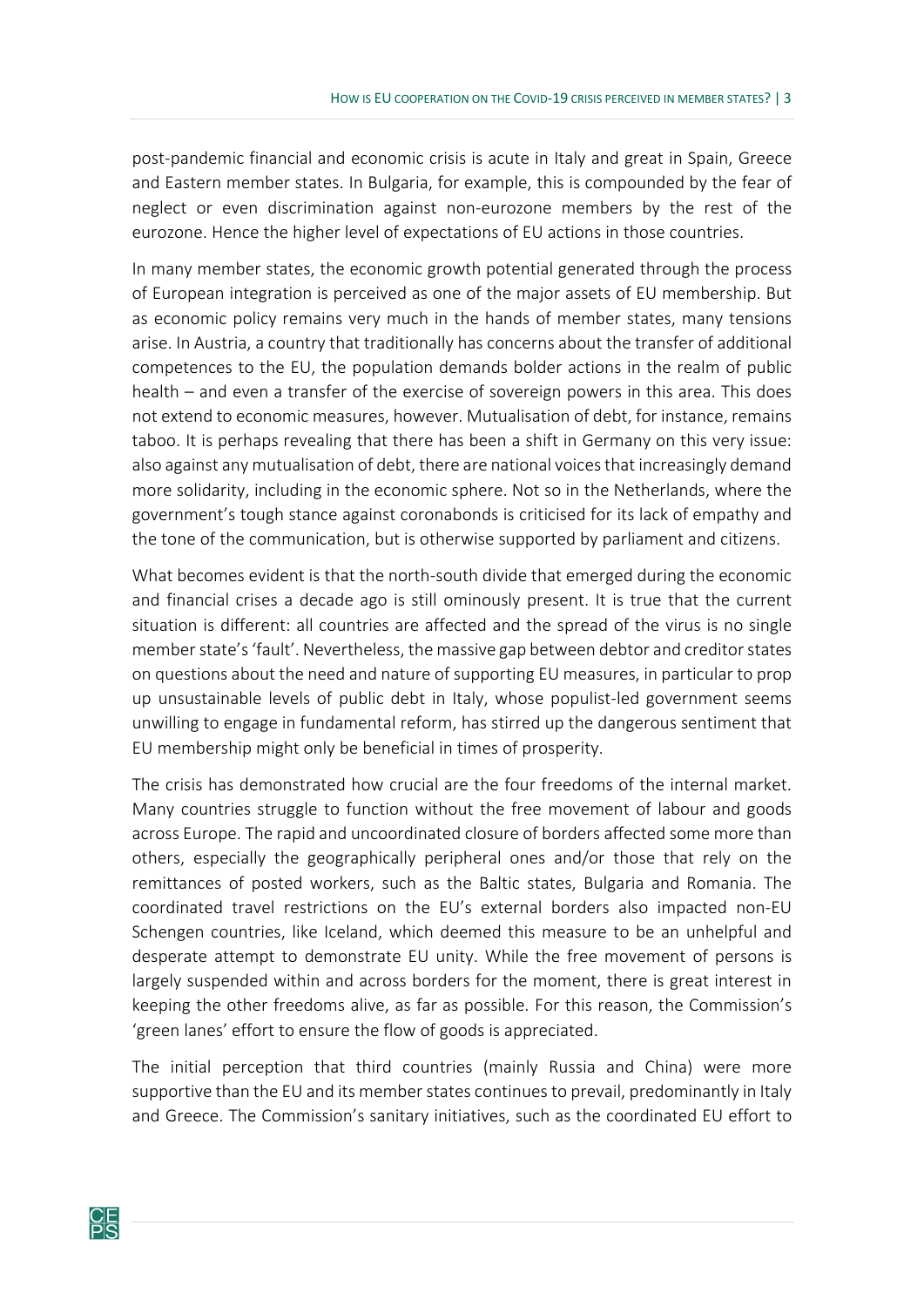post-pandemic financial and economic crisis is acute in Italy and great in Spain, Greece and Eastern member states. In Bulgaria, for example, this is compounded by the fear of neglect or even discrimination against non-eurozone members by the rest of the eurozone. Hence the higher level of expectations of EU actions in those countries.

In many member states, the economic growth potential generated through the process of European integration is perceived as one of the major assets of EU membership. But as economic policy remains very much in the hands of member states, many tensions arise. In Austria, a country that traditionally has concerns about the transfer of additional competences to the EU, the population demands bolder actions in the realm of public health – and even a transfer of the exercise of sovereign powers in this area. This does not extend to economic measures, however. Mutualisation of debt, for instance, remains taboo. It is perhaps revealing that there has been a shift in Germany on this very issue: also against any mutualisation of debt, there are national voices that increasingly demand more solidarity, including in the economic sphere. Not so in the Netherlands, where the government's tough stance against coronabonds is criticised for its lack of empathy and the tone of the communication, but is otherwise supported by parliament and citizens.

What becomes evident is that the north-south divide that emerged during the economic and financial crises a decade ago is still ominously present. It is true that the current situation is different: all countries are affected and the spread of the virus is no single member state's 'fault'. Nevertheless, the massive gap between debtor and creditor states on questions about the need and nature of supporting EU measures, in particular to prop up unsustainable levels of public debt in Italy, whose populist-led government seems unwilling to engage in fundamental reform, has stirred up the dangerous sentiment that EU membership might only be beneficial in times of prosperity.

The crisis has demonstrated how crucial are the four freedoms of the internal market. Many countries struggle to function without the free movement of labour and goods across Europe. The rapid and uncoordinated closure of borders affected some more than others, especially the geographically peripheral ones and/or those that rely on the remittances of posted workers, such as the Baltic states, Bulgaria and Romania. The coordinated travel restrictions on the EU's external borders also impacted non-EU Schengen countries, like Iceland, which deemed this measure to be an unhelpful and desperate attempt to demonstrate EU unity. While the free movement of persons is largely suspended within and across borders for the moment, there is great interest in keeping the other freedoms alive, as far as possible. For this reason, the Commission's 'green lanes' effort to ensure the flow of goods is appreciated.

The initial perception that third countries (mainly Russia and China) were more supportive than the EU and its member states continues to prevail, predominantly in Italy and Greece. The Commission's sanitary initiatives, such as the coordinated EU effort to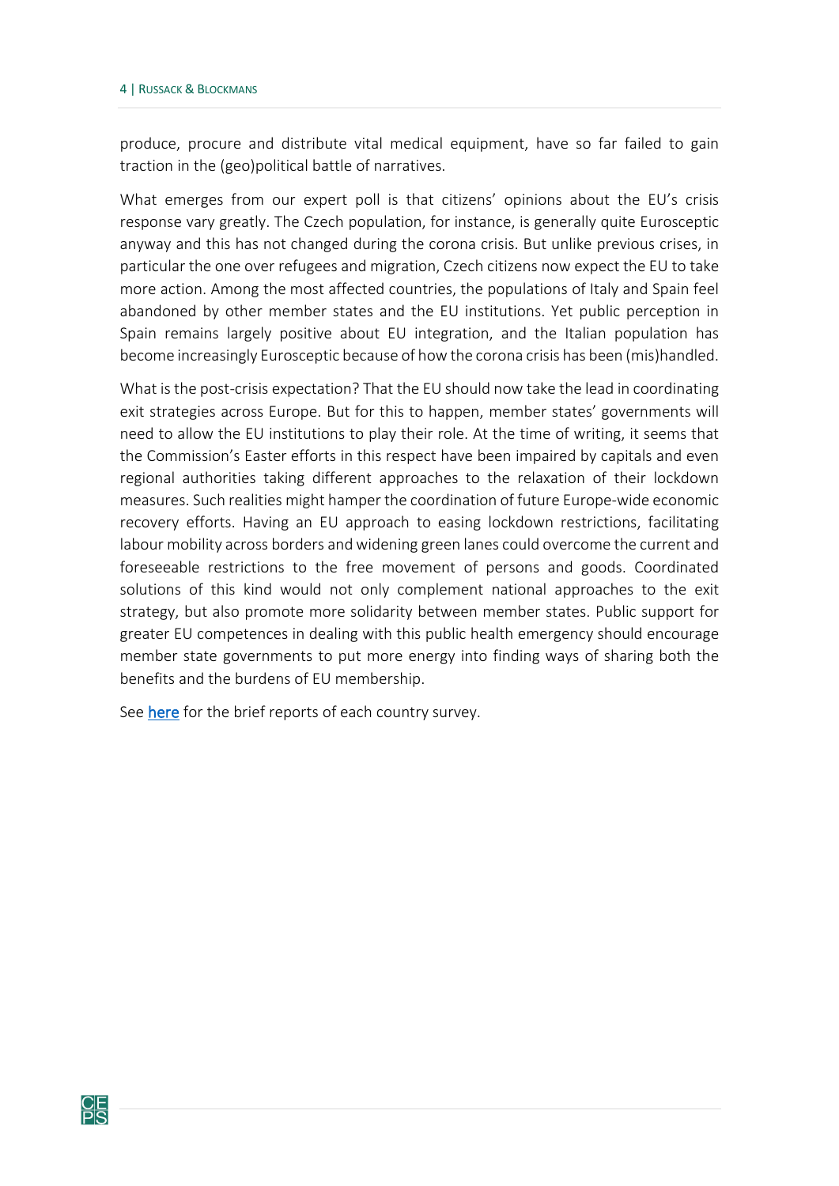produce, procure and distribute vital medical equipment, have so far failed to gain traction in the (geo)political battle of narratives.

What emerges from our expert poll is that citizens' opinions about the EU's crisis response vary greatly. The Czech population, for instance, is generally quite Eurosceptic anyway and this has not changed during the corona crisis. But unlike previous crises, in particular the one over refugees and migration, Czech citizens now expect the EU to take more action. Among the most affected countries, the populations of Italy and Spain feel abandoned by other member states and the EU institutions. Yet public perception in Spain remains largely positive about EU integration, and the Italian population has become increasingly Eurosceptic because of how the corona crisis has been (mis)handled.

What is the post-crisis expectation? That the EU should now take the lead in coordinating exit strategies across Europe. But for this to happen, member states' governments will need to allow the EU institutions to play their role. At the time of writing, it seems that the Commission's Easter efforts in this respect have been impaired by capitals and even regional authorities taking different approaches to the relaxation of their lockdown measures. Such realities might hamper the coordination of future Europe-wide economic recovery efforts. Having an EU approach to easing lockdown restrictions, facilitating labour mobility across borders and widening green lanes could overcome the current and foreseeable restrictions to the free movement of persons and goods. Coordinated solutions of this kind would not only complement national approaches to the exit strategy, but also promote more solidarity between member states. Public support for greater EU competences in dealing with this public health emergency should encourage member state governments to put more energy into finding ways of sharing both the benefits and the burdens of EU membership.

See here for the brief reports of each country survey.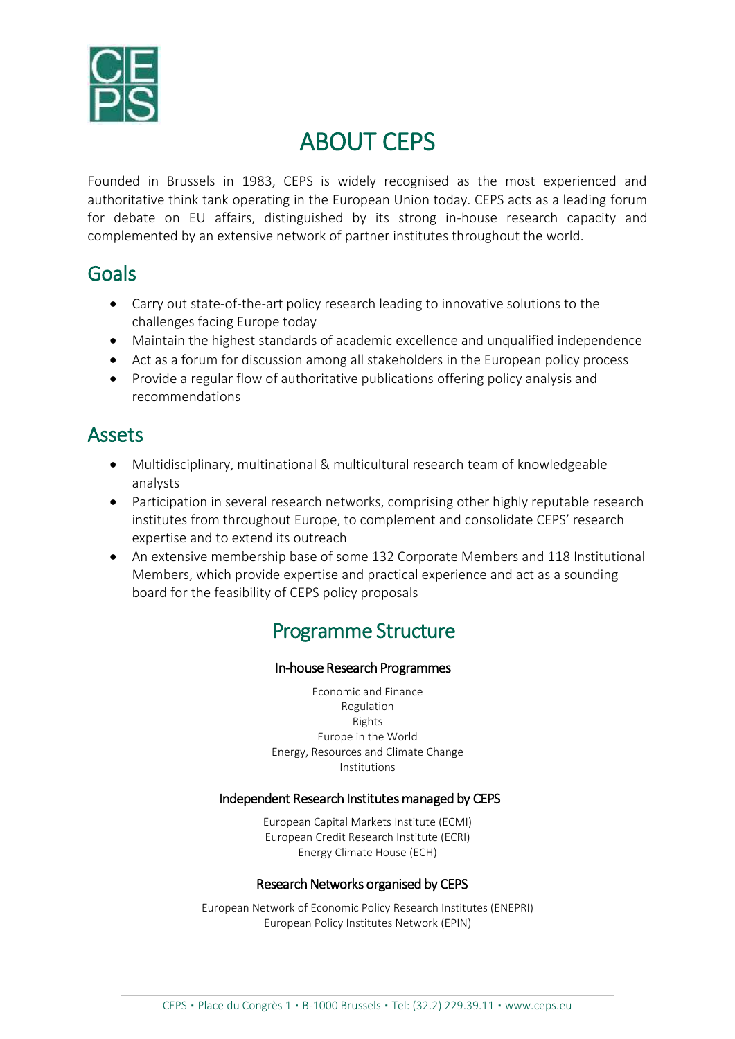# ABOUT CEPS

Founded in Brussels in 1983, CEPS is widely recognised as the most experienced and authoritative think tank operating in the European Union today. CEPS acts as a leading forum for debate on EU affairs, distinguished by its strong in-house research capacity and complemented by an extensive network of partner institutes throughout the world.

## Goals

- Carry out state-of-the-art policy research leading to innovative solutions to the challenges facing Europe today
- Maintain the highest standards of academic excellence and unqualified independence
- Act as a forum for discussion among all stakeholders in the European policy process
- Provide a regular flow of authoritative publications offering policy analysis and recommendations

## Assets

- Multidisciplinary, multinational & multicultural research team of knowledgeable analysts
- Participation in several research networks, comprising other highly reputable research institutes from throughout Europe, to complement and consolidate CEPS' research expertise and to extend its outreach
- An extensive membership base of some 132 Corporate Members and 118 Institutional Members, which provide expertise and practical experience and act as a sounding board for the feasibility of CEPS policy proposals

## Programme Structure

### In-house Research Programmes

Economic and Finance
Regulation
Rights
Europe in the World
Energy, Resources and Climate Change
Institutions

### Independent Research Institutes managed by CEPS

European Capital Markets Institute (ECMI)
European Credit Research Institute (ECRI)
Energy Climate House (ECH)

### Research Networks organised by CEPS

European Network of Economic Policy Research Institutes (ENEPRI)
European Policy Institutes Network (EPIN)

CEPS • Place du Congrès 1 • B-1000 Brussels • Tel: (32.2) 229.39.11 • www.ceps.eu